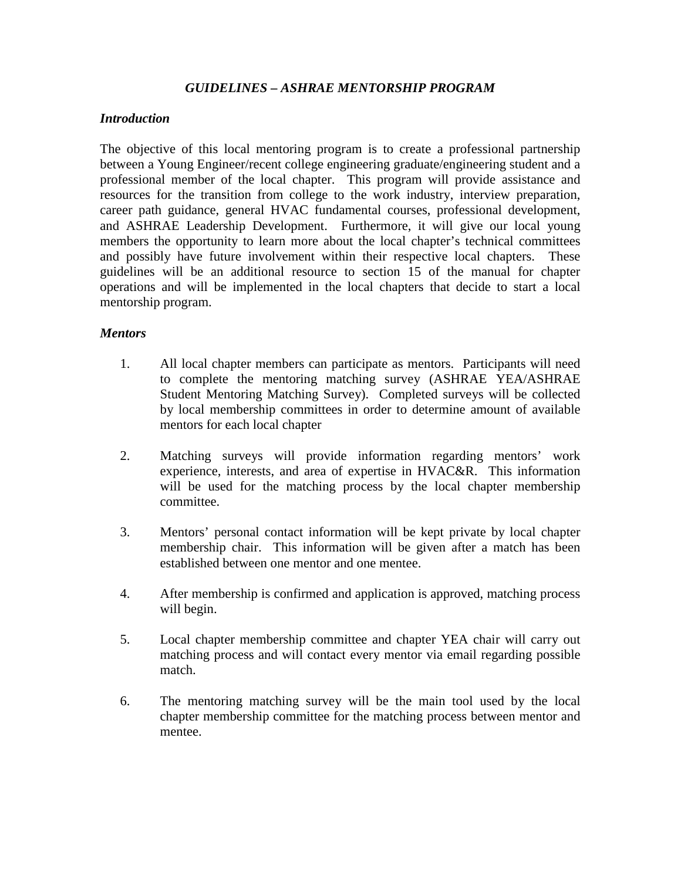# *GUIDELINES – ASHRAE MENTORSHIP PROGRAM*

## *Introduction*

The objective of this local mentoring program is to create a professional partnership between a Young Engineer/recent college engineering graduate/engineering student and a professional member of the local chapter. This program will provide assistance and resources for the transition from college to the work industry, interview preparation, career path guidance, general HVAC fundamental courses, professional development, and ASHRAE Leadership Development. Furthermore, it will give our local young members the opportunity to learn more about the local chapter's technical committees and possibly have future involvement within their respective local chapters. These guidelines will be an additional resource to section 15 of the manual for chapter operations and will be implemented in the local chapters that decide to start a local mentorship program.

## *Mentors*

1. All local chapter members can participate as mentors. Participants will need to complete the mentoring matching survey (ASHRAE YEA/ASHRAE Student Mentoring Matching Survey). Completed surveys will be collected by local membership committees in order to determine amount of available mentors for each local chapter

2. Matching surveys will provide information regarding mentors' work experience, interests, and area of expertise in HVAC&R. This information will be used for the matching process by the local chapter membership committee.

3. Mentors' personal contact information will be kept private by local chapter membership chair. This information will be given after a match has been established between one mentor and one mentee.

4. After membership is confirmed and application is approved, matching process will begin.

5. Local chapter membership committee and chapter YEA chair will carry out matching process and will contact every mentor via email regarding possible match.

6. The mentoring matching survey will be the main tool used by the local chapter membership committee for the matching process between mentor and mentee.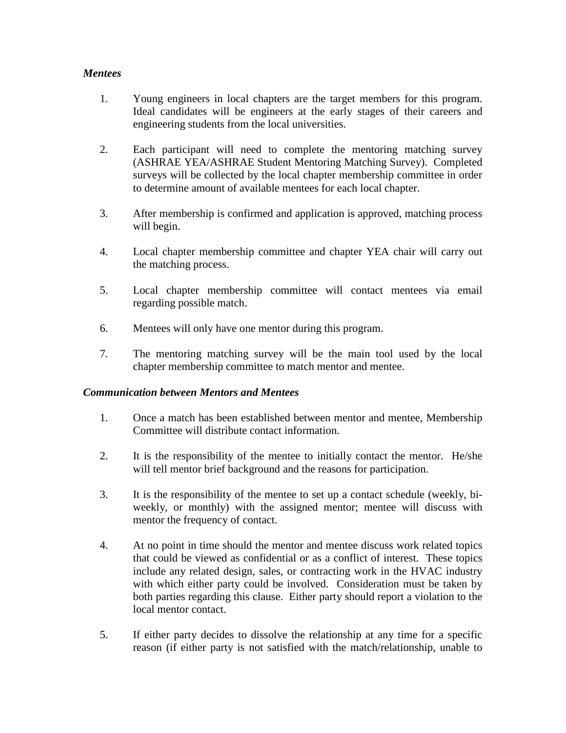### *Mentees*

1. Young engineers in local chapters are the target members for this program. Ideal candidates will be engineers at the early stages of their careers and engineering students from the local universities.

2. Each participant will need to complete the mentoring matching survey (ASHRAE YEA/ASHRAE Student Mentoring Matching Survey). Completed surveys will be collected by the local chapter membership committee in order to determine amount of available mentees for each local chapter.

3. After membership is confirmed and application is approved, matching process will begin.

4. Local chapter membership committee and chapter YEA chair will carry out the matching process.

5. Local chapter membership committee will contact mentees via email regarding possible match.

6. Mentees will only have one mentor during this program.

7. The mentoring matching survey will be the main tool used by the local chapter membership committee to match mentor and mentee.

### *Communication between Mentors and Mentees*

1. Once a match has been established between mentor and mentee, Membership Committee will distribute contact information.

2. It is the responsibility of the mentee to initially contact the mentor. He/she will tell mentor brief background and the reasons for participation.

3. It is the responsibility of the mentee to set up a contact schedule (weekly, bi-weekly, or monthly) with the assigned mentor; mentee will discuss with mentor the frequency of contact.

4. At no point in time should the mentor and mentee discuss work related topics that could be viewed as confidential or as a conflict of interest. These topics include any related design, sales, or contracting work in the HVAC industry with which either party could be involved. Consideration must be taken by both parties regarding this clause. Either party should report a violation to the local mentor contact.

5. If either party decides to dissolve the relationship at any time for a specific reason (if either party is not satisfied with the match/relationship, unable to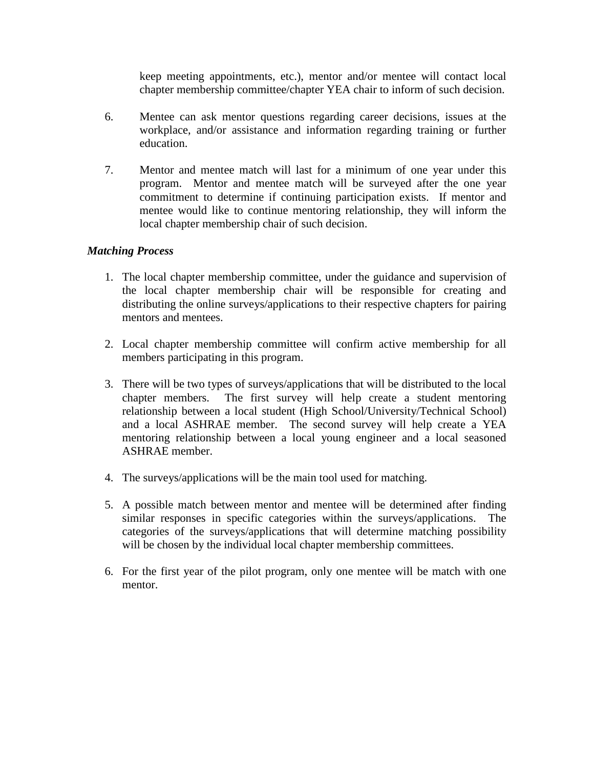keep meeting appointments, etc.), mentor and/or mentee will contact local chapter membership committee/chapter YEA chair to inform of such decision.

6. Mentee can ask mentor questions regarding career decisions, issues at the workplace, and/or assistance and information regarding training or further education.

7. Mentor and mentee match will last for a minimum of one year under this program. Mentor and mentee match will be surveyed after the one year commitment to determine if continuing participation exists. If mentor and mentee would like to continue mentoring relationship, they will inform the local chapter membership chair of such decision.

***Matching Process***

1. The local chapter membership committee, under the guidance and supervision of the local chapter membership chair will be responsible for creating and distributing the online surveys/applications to their respective chapters for pairing mentors and mentees.

2. Local chapter membership committee will confirm active membership for all members participating in this program.

3. There will be two types of surveys/applications that will be distributed to the local chapter members. The first survey will help create a student mentoring relationship between a local student (High School/University/Technical School) and a local ASHRAE member. The second survey will help create a YEA mentoring relationship between a local young engineer and a local seasoned ASHRAE member.

4. The surveys/applications will be the main tool used for matching.

5. A possible match between mentor and mentee will be determined after finding similar responses in specific categories within the surveys/applications. The categories of the surveys/applications that will determine matching possibility will be chosen by the individual local chapter membership committees.

6. For the first year of the pilot program, only one mentee will be match with one mentor.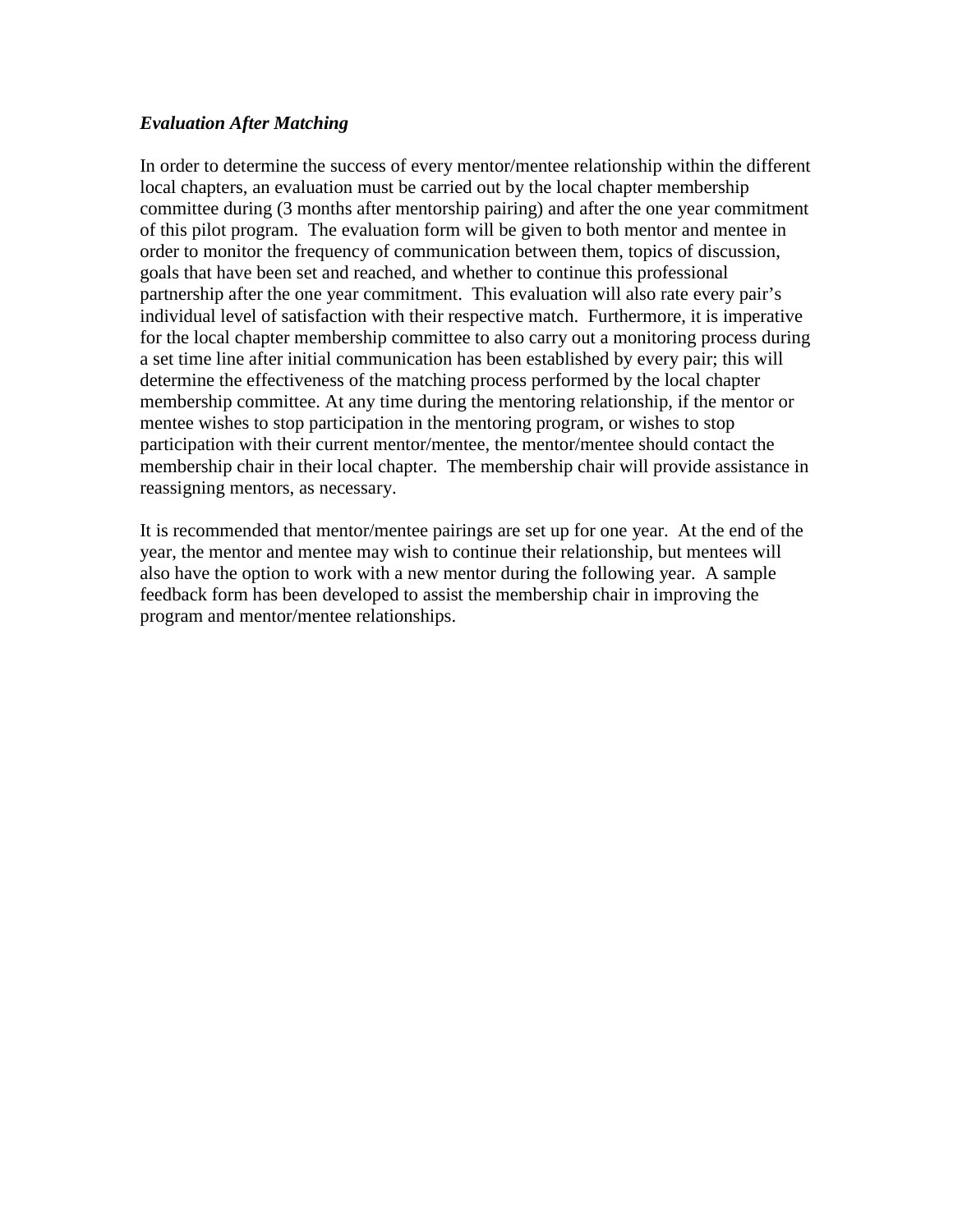***Evaluation After Matching***

In order to determine the success of every mentor/mentee relationship within the different local chapters, an evaluation must be carried out by the local chapter membership committee during (3 months after mentorship pairing) and after the one year commitment of this pilot program. The evaluation form will be given to both mentor and mentee in order to monitor the frequency of communication between them, topics of discussion, goals that have been set and reached, and whether to continue this professional partnership after the one year commitment. This evaluation will also rate every pair's individual level of satisfaction with their respective match. Furthermore, it is imperative for the local chapter membership committee to also carry out a monitoring process during a set time line after initial communication has been established by every pair; this will determine the effectiveness of the matching process performed by the local chapter membership committee. At any time during the mentoring relationship, if the mentor or mentee wishes to stop participation in the mentoring program, or wishes to stop participation with their current mentor/mentee, the mentor/mentee should contact the membership chair in their local chapter. The membership chair will provide assistance in reassigning mentors, as necessary.

It is recommended that mentor/mentee pairings are set up for one year. At the end of the year, the mentor and mentee may wish to continue their relationship, but mentees will also have the option to work with a new mentor during the following year. A sample feedback form has been developed to assist the membership chair in improving the program and mentor/mentee relationships.